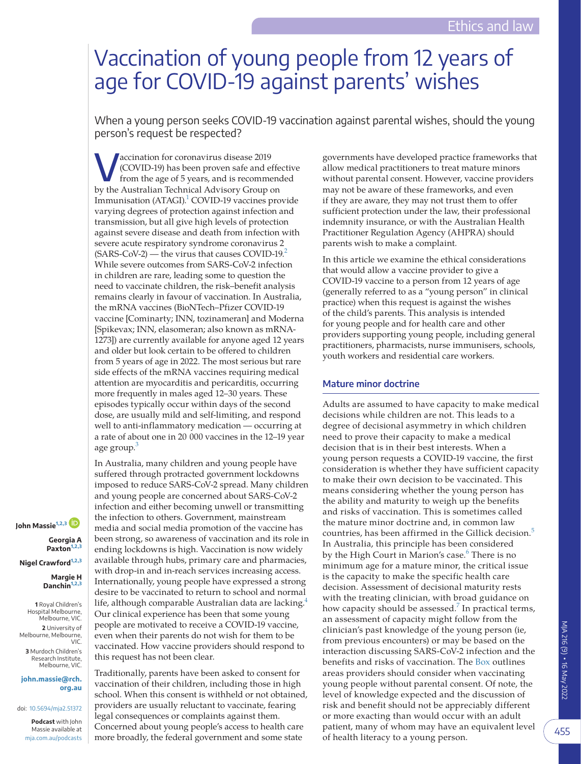# Vaccination of young people from 12 years of age for COVID-19 against parents' wishes

When a young person seeks COVID-19 vaccination against parental wishes, should the young person's request be respected?

John Massie[1,2,3]
Georgia A Paxton[1,2,3]
Nigel Crawford[1,2,3]
Margie H Danchin[1,2,3]

1 Royal Children's Hospital Melbourne, Melbourne, VIC.
2 University of Melbourne, Melbourne, VIC.
3 Murdoch Children's Research Institute, Melbourne, VIC.

john.massie@rch.org.au

doi: 10.5694/mja2.51372

Podcast with John Massie available at mja.com.au/podcasts

Vaccination for coronavirus disease 2019 (COVID-19) has been proven safe and effective from the age of 5 years, and is recommended by the Australian Technical Advisory Group on Immunisation (ATAGI).[1] COVID-19 vaccines provide varying degrees of protection against infection and transmission, but all give high levels of protection against severe disease and death from infection with severe acute respiratory syndrome coronavirus 2 (SARS-CoV-2) — the virus that causes COVID-19.[2] While severe outcomes from SARS-CoV-2 infection in children are rare, leading some to question the need to vaccinate children, the risk–benefit analysis remains clearly in favour of vaccination. In Australia, the mRNA vaccines (BioNTech–Pfizer COVID-19 vaccine [Cominarty; INN, tozinameran] and Moderna [Spikevax; INN, elasomeran; also known as mRNA-1273]) are currently available for anyone aged 12 years and older but look certain to be offered to children from 5 years of age in 2022. The most serious but rare side effects of the mRNA vaccines requiring medical attention are myocarditis and pericarditis, occurring more frequently in males aged 12–30 years. These episodes typically occur within days of the second dose, are usually mild and self-limiting, and respond well to anti-inflammatory medication — occurring at a rate of about one in 20 000 vaccines in the 12–19 year age group.[3]

In Australia, many children and young people have suffered through protracted government lockdowns imposed to reduce SARS-CoV-2 spread. Many children and young people are concerned about SARS-CoV-2 infection and either becoming unwell or transmitting the infection to others. Government, mainstream media and social media promotion of the vaccine has been strong, so awareness of vaccination and its role in ending lockdowns is high. Vaccination is now widely available through hubs, primary care and pharmacies, with drop-in and in-reach services increasing access. Internationally, young people have expressed a strong desire to be vaccinated to return to school and normal life, although comparable Australian data are lacking.[4] Our clinical experience has been that some young people are motivated to receive a COVID-19 vaccine, even when their parents do not wish for them to be vaccinated. How vaccine providers should respond to this request has not been clear.

Traditionally, parents have been asked to consent for vaccination of their children, including those in high school. When this consent is withheld or not obtained, providers are usually reluctant to vaccinate, fearing legal consequences or complaints against them. Concerned about young people's access to health care more broadly, the federal government and some state governments have developed practice frameworks that allow medical practitioners to treat mature minors without parental consent. However, vaccine providers may not be aware of these frameworks, and even if they are aware, they may not trust them to offer sufficient protection under the law, their professional indemnity insurance, or with the Australian Health Practitioner Regulation Agency (AHPRA) should parents wish to make a complaint.

In this article we examine the ethical considerations that would allow a vaccine provider to give a COVID-19 vaccine to a person from 12 years of age (generally referred to as a "young person" in clinical practice) when this request is against the wishes of the child's parents. This analysis is intended for young people and for health care and other providers supporting young people, including general practitioners, pharmacists, nurse immunisers, schools, youth workers and residential care workers.

## Mature minor doctrine

Adults are assumed to have capacity to make medical decisions while children are not. This leads to a degree of decisional asymmetry in which children need to prove their capacity to make a medical decision that is in their best interests. When a young person requests a COVID-19 vaccine, the first consideration is whether they have sufficient capacity to make their own decision to be vaccinated. This means considering whether the young person has the ability and maturity to weigh up the benefits and risks of vaccination. This is sometimes called the mature minor doctrine and, in common law countries, has been affirmed in the Gillick decision.[5] In Australia, this principle has been considered by the High Court in Marion's case.[6] There is no minimum age for a mature minor, the critical issue is the capacity to make the specific health care decision. Assessment of decisional maturity rests with the treating clinician, with broad guidance on how capacity should be assessed.[7] In practical terms, an assessment of capacity might follow from the clinician's past knowledge of the young person (ie, from previous encounters) or may be based on the interaction discussing SARS-CoV-2 infection and the benefits and risks of vaccination. The Box outlines areas providers should consider when vaccinating young people without parental consent. Of note, the level of knowledge expected and the discussion of risk and benefit should not be appreciably different or more exacting than would occur with an adult patient, many of whom may have an equivalent level of health literacy to a young person.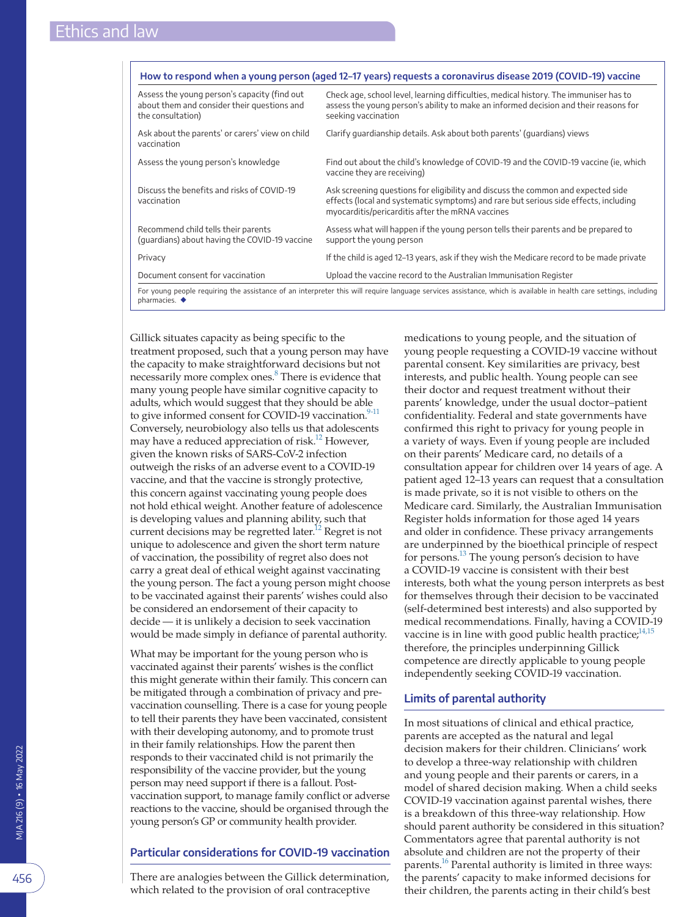**How to respond when a young person (aged 12–17 years) requests a coronavirus disease 2019 (COVID-19) vaccine**

| | |
|---|---|
| Assess the young person's capacity (find out about them and consider their questions and the consultation) | Check age, school level, learning difficulties, medical history. The immuniser has to assess the young person's ability to make an informed decision and their reasons for seeking vaccination |
| Ask about the parents' or carers' view on child vaccination | Clarify guardianship details. Ask about both parents' (guardians) views |
| Assess the young person's knowledge | Find out about the child's knowledge of COVID-19 and the COVID-19 vaccine (ie, which vaccine they are receiving) |
| Discuss the benefits and risks of COVID-19 vaccination | Ask screening questions for eligibility and discuss the common and expected side effects (local and systematic symptoms) and rare but serious side effects, including myocarditis/pericarditis after the mRNA vaccines |
| Recommend child tells their parents (guardians) about having the COVID-19 vaccine | Assess what will happen if the young person tells their parents and be prepared to support the young person |
| Privacy | If the child is aged 12–13 years, ask if they wish the Medicare record to be made private |
| Document consent for vaccination | Upload the vaccine record to the Australian Immunisation Register |

For young people requiring the assistance of an interpreter this will require language services assistance, which is available in health care settings, including pharmacies. ◆

Gillick situates capacity as being specific to the treatment proposed, such that a young person may have the capacity to make straightforward decisions but not necessarily more complex ones.[8] There is evidence that many young people have similar cognitive capacity to adults, which would suggest that they should be able to give informed consent for COVID-19 vaccination.[9-11] Conversely, neurobiology also tells us that adolescents may have a reduced appreciation of risk.[12] However, given the known risks of SARS-CoV-2 infection outweigh the risks of an adverse event to a COVID-19 vaccine, and that the vaccine is strongly protective, this concern against vaccinating young people does not hold ethical weight. Another feature of adolescence is developing values and planning ability, such that current decisions may be regretted later.[12] Regret is not unique to adolescence and given the short term nature of vaccination, the possibility of regret also does not carry a great deal of ethical weight against vaccinating the young person. The fact a young person might choose to be vaccinated against their parents' wishes could also be considered an endorsement of their capacity to decide — it is unlikely a decision to seek vaccination would be made simply in defiance of parental authority.

What may be important for the young person who is vaccinated against their parents' wishes is the conflict this might generate within their family. This concern can be mitigated through a combination of privacy and pre-vaccination counselling. There is a case for young people to tell their parents they have been vaccinated, consistent with their developing autonomy, and to promote trust in their family relationships. How the parent then responds to their vaccinated child is not primarily the responsibility of the vaccine provider, but the young person may need support if there is a fallout. Post-vaccination support, to manage family conflict or adverse reactions to the vaccine, should be organised through the young person's GP or community health provider.

## Particular considerations for COVID-19 vaccination

There are analogies between the Gillick determination, which related to the provision of oral contraceptive medications to young people, and the situation of young people requesting a COVID-19 vaccine without parental consent. Key similarities are privacy, best interests, and public health. Young people can see their doctor and request treatment without their parents' knowledge, under the usual doctor–patient confidentiality. Federal and state governments have confirmed this right to privacy for young people in a variety of ways. Even if young people are included on their parents' Medicare card, no details of a consultation appear for children over 14 years of age. A patient aged 12–13 years can request that a consultation is made private, so it is not visible to others on the Medicare card. Similarly, the Australian Immunisation Register holds information for those aged 14 years and older in confidence. These privacy arrangements are underpinned by the bioethical principle of respect for persons.[13] The young person's decision to have a COVID-19 vaccine is consistent with their best interests, both what the young person interprets as best for themselves through their decision to be vaccinated (self-determined best interests) and also supported by medical recommendations. Finally, having a COVID-19 vaccine is in line with good public health practice;[14,15] therefore, the principles underpinning Gillick competence are directly applicable to young people independently seeking COVID-19 vaccination.

## Limits of parental authority

In most situations of clinical and ethical practice, parents are accepted as the natural and legal decision makers for their children. Clinicians' work to develop a three-way relationship with children and young people and their parents or carers, in a model of shared decision making. When a child seeks COVID-19 vaccination against parental wishes, there is a breakdown of this three-way relationship. How should parent authority be considered in this situation? Commentators agree that parental authority is not absolute and children are not the property of their parents.[16] Parental authority is limited in three ways: the parents' capacity to make informed decisions for their children, the parents acting in their child's best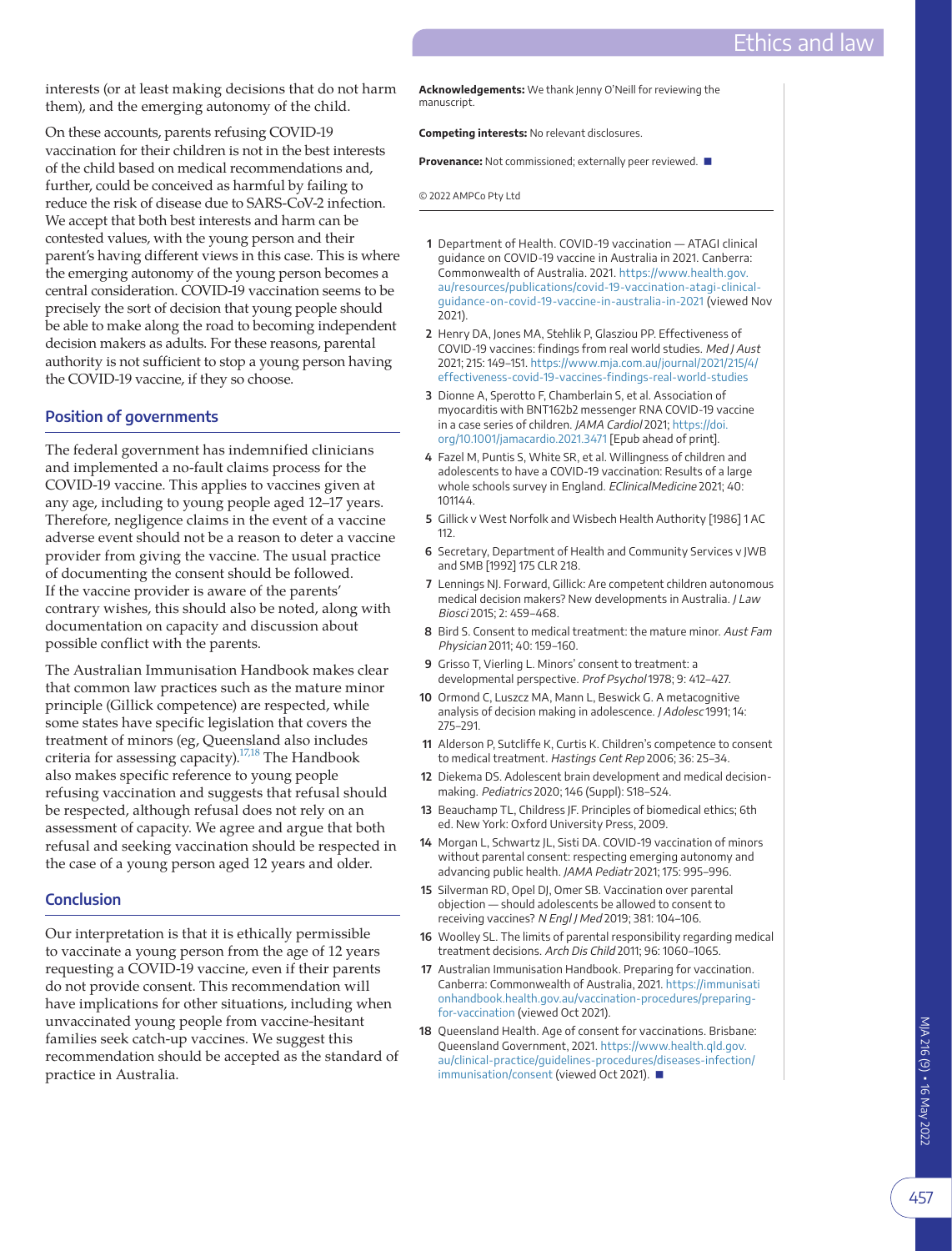interests (or at least making decisions that do not harm them), and the emerging autonomy of the child.

On these accounts, parents refusing COVID-19 vaccination for their children is not in the best interests of the child based on medical recommendations and, further, could be conceived as harmful by failing to reduce the risk of disease due to SARS-CoV-2 infection. We accept that both best interests and harm can be contested values, with the young person and their parent's having different views in this case. This is where the emerging autonomy of the young person becomes a central consideration. COVID-19 vaccination seems to be precisely the sort of decision that young people should be able to make along the road to becoming independent decision makers as adults. For these reasons, parental authority is not sufficient to stop a young person having the COVID-19 vaccine, if they so choose.

## Position of governments

The federal government has indemnified clinicians and implemented a no-fault claims process for the COVID-19 vaccine. This applies to vaccines given at any age, including to young people aged 12–17 years. Therefore, negligence claims in the event of a vaccine adverse event should not be a reason to deter a vaccine provider from giving the vaccine. The usual practice of documenting the consent should be followed. If the vaccine provider is aware of the parents' contrary wishes, this should also be noted, along with documentation on capacity and discussion about possible conflict with the parents.

The Australian Immunisation Handbook makes clear that common law practices such as the mature minor principle (Gillick competence) are respected, while some states have specific legislation that covers the treatment of minors (eg, Queensland also includes criteria for assessing capacity).[17,18] The Handbook also makes specific reference to young people refusing vaccination and suggests that refusal should be respected, although refusal does not rely on an assessment of capacity. We agree and argue that both refusal and seeking vaccination should be respected in the case of a young person aged 12 years and older.

## Conclusion

Our interpretation is that it is ethically permissible to vaccinate a young person from the age of 12 years requesting a COVID-19 vaccine, even if their parents do not provide consent. This recommendation will have implications for other situations, including when unvaccinated young people from vaccine-hesitant families seek catch-up vaccines. We suggest this recommendation should be accepted as the standard of practice in Australia.

**Acknowledgements:** We thank Jenny O'Neill for reviewing the manuscript.

**Competing interests:** No relevant disclosures.

**Provenance:** Not commissioned; externally peer reviewed. ■

© 2022 AMPCo Pty Ltd

1. Department of Health. COVID-19 vaccination — ATAGI clinical guidance on COVID-19 vaccine in Australia in 2021. Canberra: Commonwealth of Australia. 2021. https://www.health.gov.au/resources/publications/covid-19-vaccination-atagi-clinical-guidance-on-covid-19-vaccine-in-australia-in-2021 (viewed Nov 2021).
2. Henry DA, Jones MA, Stehlik P, Glasziou PP. Effectiveness of COVID-19 vaccines: findings from real world studies. *Med J Aust* 2021; 215: 149–151. https://www.mja.com.au/journal/2021/215/4/effectiveness-covid-19-vaccines-findings-real-world-studies
3. Dionne A, Sperotto F, Chamberlain S, et al. Association of myocarditis with BNT162b2 messenger RNA COVID-19 vaccine in a case series of children. *JAMA Cardiol* 2021; https://doi.org/10.1001/jamacardio.2021.3471 [Epub ahead of print].
4. Fazel M, Puntis S, White SR, et al. Willingness of children and adolescents to have a COVID-19 vaccination: Results of a large whole schools survey in England. *EClinicalMedicine* 2021; 40: 101144.
5. Gillick v West Norfolk and Wisbech Health Authority [1986] 1 AC 112.
6. Secretary, Department of Health and Community Services v JWB and SMB [1992] 175 CLR 218.
7. Lennings NJ. Forward, Gillick: Are competent children autonomous medical decision makers? New developments in Australia. *J Law Biosci* 2015; 2: 459–468.
8. Bird S. Consent to medical treatment: the mature minor. *Aust Fam Physician* 2011; 40: 159–160.
9. Grisso T, Vierling L. Minors' consent to treatment: a developmental perspective. *Prof Psychol* 1978; 9: 412–427.
10. Ormond C, Luszcz MA, Mann L, Beswick G. A metacognitive analysis of decision making in adolescence. *J Adolesc* 1991; 14: 275–291.
11. Alderson P, Sutcliffe K, Curtis K. Children's competence to consent to medical treatment. *Hastings Cent Rep* 2006; 36: 25–34.
12. Diekema DS. Adolescent brain development and medical decision-making. *Pediatrics* 2020; 146 (Suppl): S18–S24.
13. Beauchamp TL, Childress JF. Principles of biomedical ethics; 6th ed. New York: Oxford University Press, 2009.
14. Morgan L, Schwartz JL, Sisti DA. COVID-19 vaccination of minors without parental consent: respecting emerging autonomy and advancing public health. *JAMA Pediatr* 2021; 175: 995–996.
15. Silverman RD, Opel DJ, Omer SB. Vaccination over parental objection — should adolescents be allowed to consent to receiving vaccines? *N Engl J Med* 2019; 381: 104–106.
16. Woolley SL. The limits of parental responsibility regarding medical treatment decisions. *Arch Dis Child* 2011; 96: 1060–1065.
17. Australian Immunisation Handbook. Preparing for vaccination. Canberra: Commonwealth of Australia, 2021. https://immunisationhandbook.health.gov.au/vaccination-procedures/preparing-for-vaccination (viewed Oct 2021).
18. Queensland Health. Age of consent for vaccinations. Brisbane: Queensland Government, 2021. https://www.health.qld.gov.au/clinical-practice/guidelines-procedures/diseases-infection/immunisation/consent (viewed Oct 2021). ■